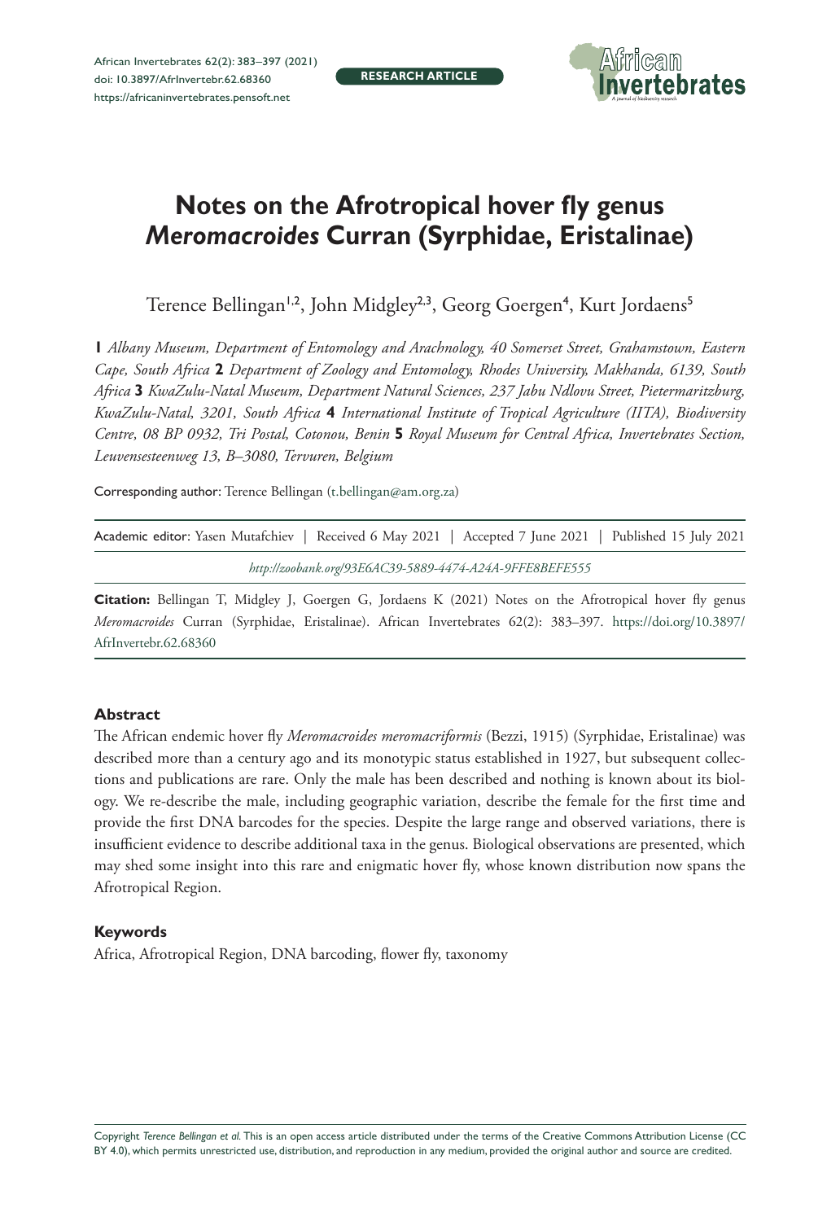RESEARCH ARTICLE

# Notes on the Afrotropical hover fly genus *Meromacroides* Curran (Syrphidae, Eristalinae)

Terence Bellingan[1,2], John Midgley[2,3], Georg Goergen[4], Kurt Jordaens[5]

**1** *Albany Museum, Department of Entomology and Arachnology, 40 Somerset Street, Grahamstown, Eastern Cape, South Africa* **2** *Department of Zoology and Entomology, Rhodes University, Makhanda, 6139, South Africa* **3** *KwaZulu-Natal Museum, Department Natural Sciences, 237 Jabu Ndlovu Street, Pietermaritzburg, KwaZulu-Natal, 3201, South Africa* **4** *International Institute of Tropical Agriculture (IITA), Biodiversity Centre, 08 BP 0932, Tri Postal, Cotonou, Benin* **5** *Royal Museum for Central Africa, Invertebrates Section, Leuvensesteenweg 13, B–3080, Tervuren, Belgium*

Corresponding author: Terence Bellingan (t.bellingan@am.org.za)

Academic editor: Yasen Mutafchiev | Received 6 May 2021 | Accepted 7 June 2021 | Published 15 July 2021

*http://zoobank.org/93E6AC39-5889-4474-A24A-9FFE8BEFE555*

**Citation:** Bellingan T, Midgley J, Goergen G, Jordaens K (2021) Notes on the Afrotropical hover fly genus *Meromacroides* Curran (Syrphidae, Eristalinae). African Invertebrates 62(2): 383–397. https://doi.org/10.3897/AfrInvertebr.62.68360

### Abstract

The African endemic hover fly *Meromacroides meromacriformis* (Bezzi, 1915) (Syrphidae, Eristalinae) was described more than a century ago and its monotypic status established in 1927, but subsequent collections and publications are rare. Only the male has been described and nothing is known about its biology. We re-describe the male, including geographic variation, describe the female for the first time and provide the first DNA barcodes for the species. Despite the large range and observed variations, there is insufficient evidence to describe additional taxa in the genus. Biological observations are presented, which may shed some insight into this rare and enigmatic hover fly, whose known distribution now spans the Afrotropical Region.

### Keywords

Africa, Afrotropical Region, DNA barcoding, flower fly, taxonomy

Copyright *Terence Bellingan et al.* This is an open access article distributed under the terms of the Creative Commons Attribution License (CC BY 4.0), which permits unrestricted use, distribution, and reproduction in any medium, provided the original author and source are credited.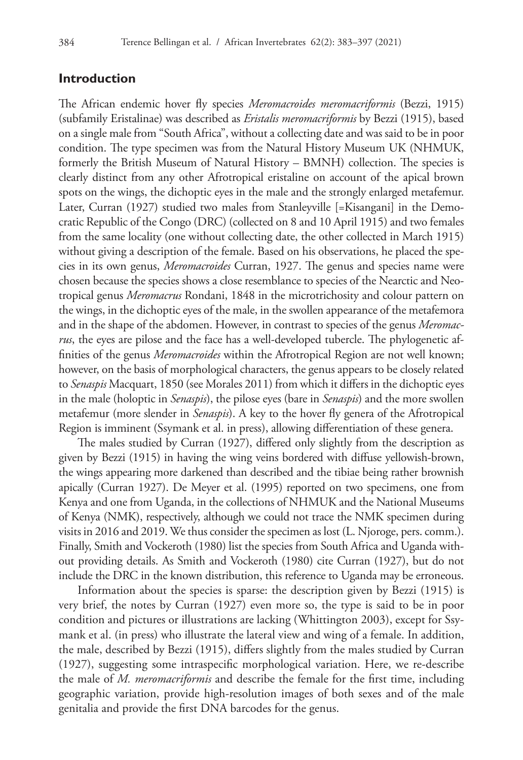## Introduction

The African endemic hover fly species *Meromacroides meromacriformis* (Bezzi, 1915) (subfamily Eristalinae) was described as *Eristalis meromacriformis* by Bezzi (1915), based on a single male from "South Africa", without a collecting date and was said to be in poor condition. The type specimen was from the Natural History Museum UK (NHMUK, formerly the British Museum of Natural History – BMNH) collection. The species is clearly distinct from any other Afrotropical eristaline on account of the apical brown spots on the wings, the dichoptic eyes in the male and the strongly enlarged metafemur. Later, Curran (1927) studied two males from Stanleyville [=Kisangani] in the Democratic Republic of the Congo (DRC) (collected on 8 and 10 April 1915) and two females from the same locality (one without collecting date, the other collected in March 1915) without giving a description of the female. Based on his observations, he placed the species in its own genus, *Meromacroides* Curran, 1927. The genus and species name were chosen because the species shows a close resemblance to species of the Nearctic and Neotropical genus *Meromacrus* Rondani, 1848 in the microtrichosity and colour pattern on the wings, in the dichoptic eyes of the male, in the swollen appearance of the metafemora and in the shape of the abdomen. However, in contrast to species of the genus *Meromacrus*, the eyes are pilose and the face has a well-developed tubercle. The phylogenetic affinities of the genus *Meromacroides* within the Afrotropical Region are not well known; however, on the basis of morphological characters, the genus appears to be closely related to *Senaspis* Macquart, 1850 (see Morales 2011) from which it differs in the dichoptic eyes in the male (holoptic in *Senaspis*), the pilose eyes (bare in *Senaspis*) and the more swollen metafemur (more slender in *Senaspis*). A key to the hover fly genera of the Afrotropical Region is imminent (Ssymank et al. in press), allowing differentiation of these genera.

The males studied by Curran (1927), differed only slightly from the description as given by Bezzi (1915) in having the wing veins bordered with diffuse yellowish-brown, the wings appearing more darkened than described and the tibiae being rather brownish apically (Curran 1927). De Meyer et al. (1995) reported on two specimens, one from Kenya and one from Uganda, in the collections of NHMUK and the National Museums of Kenya (NMK), respectively, although we could not trace the NMK specimen during visits in 2016 and 2019. We thus consider the specimen as lost (L. Njoroge, pers. comm.). Finally, Smith and Vockeroth (1980) list the species from South Africa and Uganda without providing details. As Smith and Vockeroth (1980) cite Curran (1927), but do not include the DRC in the known distribution, this reference to Uganda may be erroneous.

Information about the species is sparse: the description given by Bezzi (1915) is very brief, the notes by Curran (1927) even more so, the type is said to be in poor condition and pictures or illustrations are lacking (Whittington 2003), except for Ssymank et al. (in press) who illustrate the lateral view and wing of a female. In addition, the male, described by Bezzi (1915), differs slightly from the males studied by Curran (1927), suggesting some intraspecific morphological variation. Here, we re-describe the male of *M. meromacriformis* and describe the female for the first time, including geographic variation, provide high-resolution images of both sexes and of the male genitalia and provide the first DNA barcodes for the genus.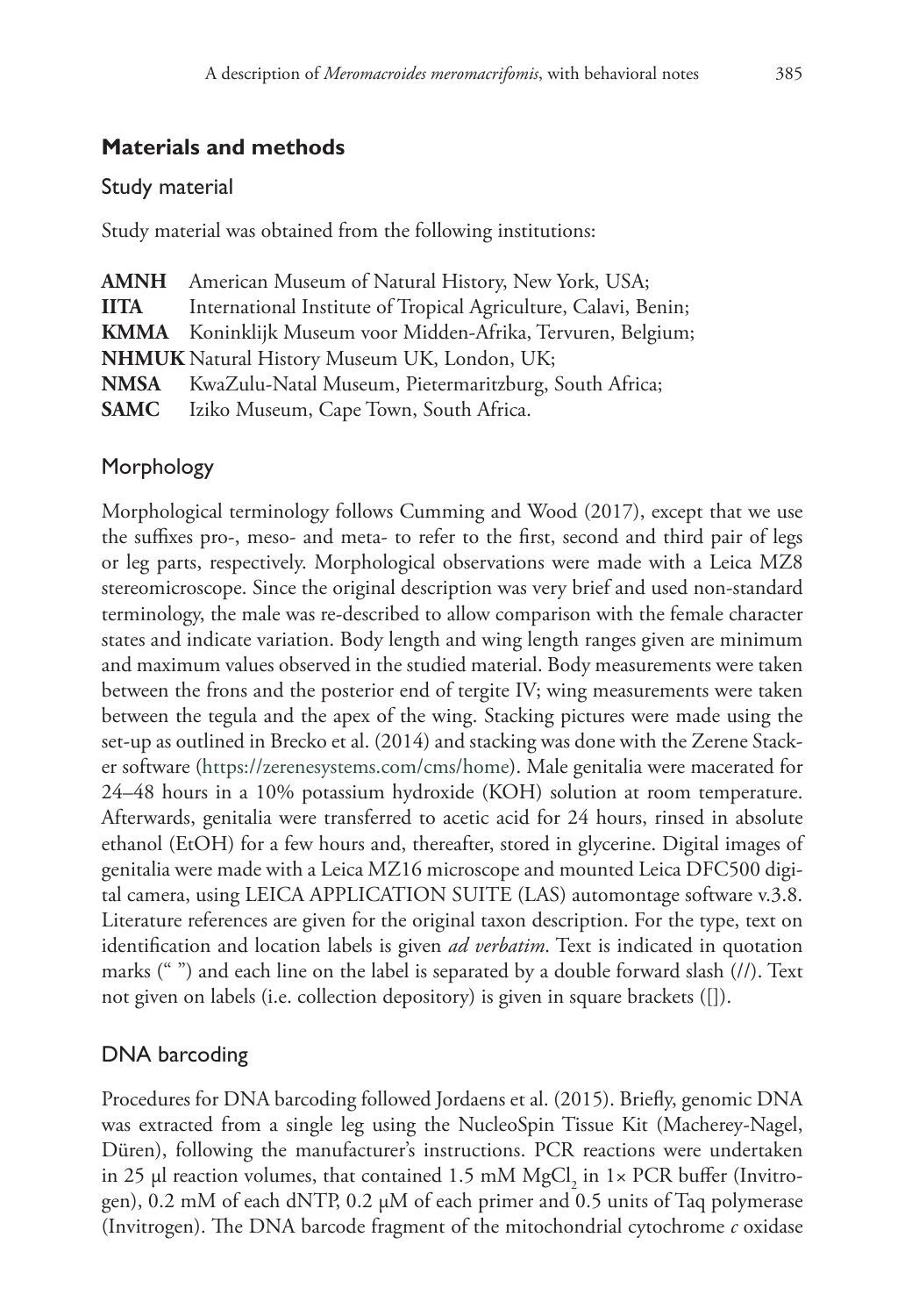## Materials and methods

### Study material

Study material was obtained from the following institutions:

**AMNH** American Museum of Natural History, New York, USA;
**IITA** International Institute of Tropical Agriculture, Calavi, Benin;
**KMMA** Koninklijk Museum voor Midden-Afrika, Tervuren, Belgium;
**NHMUK** Natural History Museum UK, London, UK;
**NMSA** KwaZulu-Natal Museum, Pietermaritzburg, South Africa;
**SAMC** Iziko Museum, Cape Town, South Africa.

### Morphology

Morphological terminology follows Cumming and Wood (2017), except that we use the suffixes pro-, meso- and meta- to refer to the first, second and third pair of legs or leg parts, respectively. Morphological observations were made with a Leica MZ8 stereomicroscope. Since the original description was very brief and used non-standard terminology, the male was re-described to allow comparison with the female character states and indicate variation. Body length and wing length ranges given are minimum and maximum values observed in the studied material. Body measurements were taken between the frons and the posterior end of tergite IV; wing measurements were taken between the tegula and the apex of the wing. Stacking pictures were made using the set-up as outlined in Brecko et al. (2014) and stacking was done with the Zerene Stacker software (https://zerenesystems.com/cms/home). Male genitalia were macerated for 24–48 hours in a 10% potassium hydroxide (KOH) solution at room temperature. Afterwards, genitalia were transferred to acetic acid for 24 hours, rinsed in absolute ethanol (EtOH) for a few hours and, thereafter, stored in glycerine. Digital images of genitalia were made with a Leica MZ16 microscope and mounted Leica DFC500 digital camera, using LEICA APPLICATION SUITE (LAS) automontage software v.3.8. Literature references are given for the original taxon description. For the type, text on identification and location labels is given *ad verbatim*. Text is indicated in quotation marks (" ") and each line on the label is separated by a double forward slash (//). Text not given on labels (i.e. collection depository) is given in square brackets ([]).

### DNA barcoding

Procedures for DNA barcoding followed Jordaens et al. (2015). Briefly, genomic DNA was extracted from a single leg using the NucleoSpin Tissue Kit (Macherey-Nagel, Düren), following the manufacturer's instructions. PCR reactions were undertaken in 25 µl reaction volumes, that contained 1.5 mM $MgCl_2$ in 1× PCR buffer (Invitrogen), 0.2 mM of each dNTP, 0.2 µM of each primer and 0.5 units of Taq polymerase (Invitrogen). The DNA barcode fragment of the mitochondrial cytochrome *c* oxidase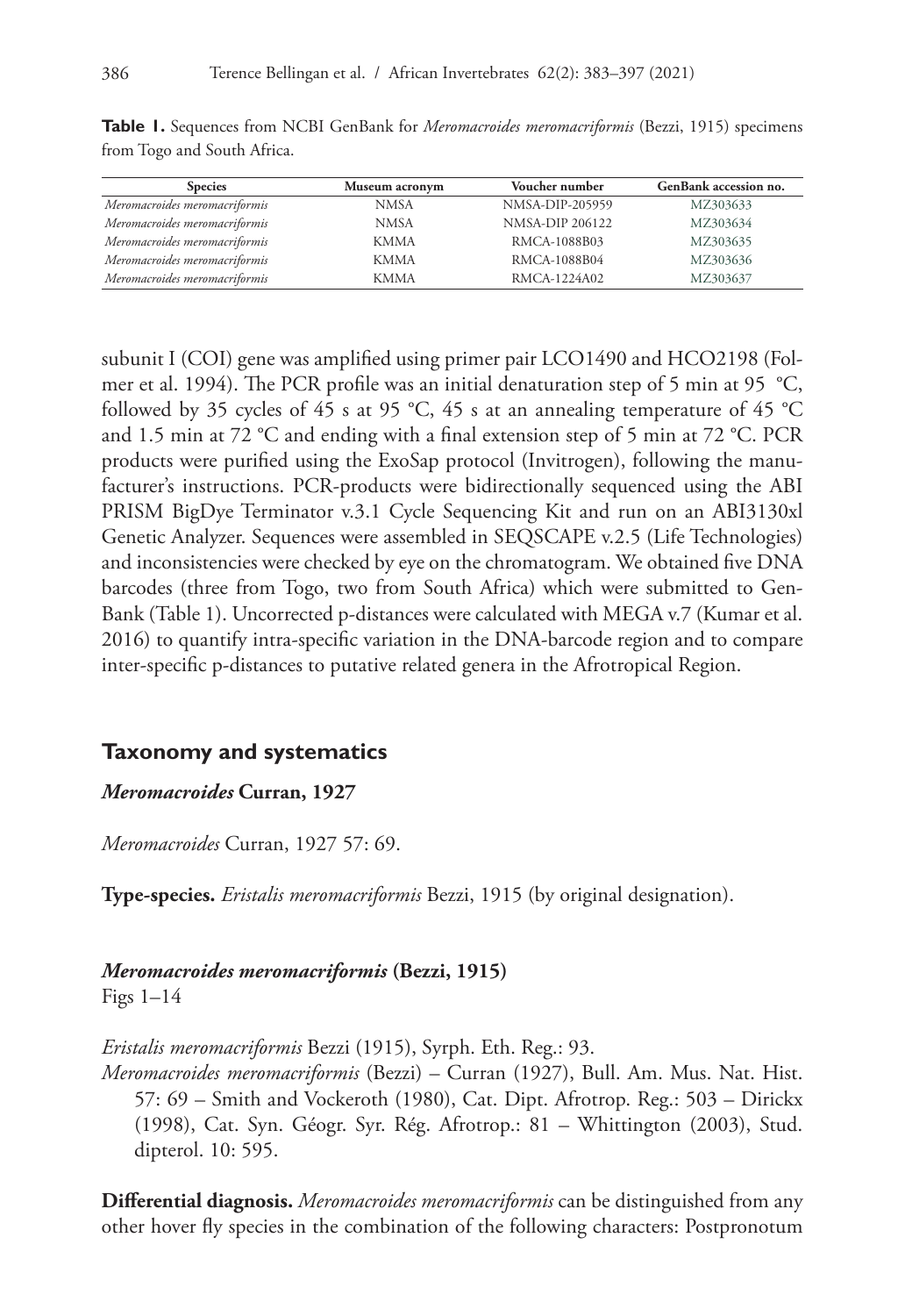**Table 1.** Sequences from NCBI GenBank for *Meromacroides meromacriformis* (Bezzi, 1915) specimens from Togo and South Africa.

| Species | Museum acronym | Voucher number | GenBank accession no. |
|---|---|---|---|
| *Meromacroides meromacriformis* | NMSA | NMSA-DIP-205959 | MZ303633 |
| *Meromacroides meromacriformis* | NMSA | NMSA-DIP 206122 | MZ303634 |
| *Meromacroides meromacriformis* | KMMA | RMCA-1088B03 | MZ303635 |
| *Meromacroides meromacriformis* | KMMA | RMCA-1088B04 | MZ303636 |
| *Meromacroides meromacriformis* | KMMA | RMCA-1224A02 | MZ303637 |

subunit I (COI) gene was amplified using primer pair LCO1490 and HCO2198 (Folmer et al. 1994). The PCR profile was an initial denaturation step of 5 min at 95 °C, followed by 35 cycles of 45 s at 95 °C, 45 s at an annealing temperature of 45 °C and 1.5 min at 72 °C and ending with a final extension step of 5 min at 72 °C. PCR products were purified using the ExoSap protocol (Invitrogen), following the manufacturer's instructions. PCR-products were bidirectionally sequenced using the ABI PRISM BigDye Terminator v.3.1 Cycle Sequencing Kit and run on an ABI3130xl Genetic Analyzer. Sequences were assembled in SEQSCAPE v.2.5 (Life Technologies) and inconsistencies were checked by eye on the chromatogram. We obtained five DNA barcodes (three from Togo, two from South Africa) which were submitted to GenBank (Table 1). Uncorrected p-distances were calculated with MEGA v.7 (Kumar et al. 2016) to quantify intra-specific variation in the DNA-barcode region and to compare inter-specific p-distances to putative related genera in the Afrotropical Region.

## Taxonomy and systematics

### *Meromacroides* Curran, 1927

*Meromacroides* Curran, 1927 57: 69.

**Type-species.** *Eristalis meromacriformis* Bezzi, 1915 (by original designation).

### *Meromacroides meromacriformis* (Bezzi, 1915)

Figs 1–14

*Eristalis meromacriformis* Bezzi (1915), Syrph. Eth. Reg.: 93.

*Meromacroides meromacriformis* (Bezzi) – Curran (1927), Bull. Am. Mus. Nat. Hist. 57: 69 – Smith and Vockeroth (1980), Cat. Dipt. Afrotrop. Reg.: 503 – Dirickx (1998), Cat. Syn. Géogr. Syr. Rég. Afrotrop.: 81 – Whittington (2003), Stud. dipterol. 10: 595.

**Differential diagnosis.** *Meromacroides meromacriformis* can be distinguished from any other hover fly species in the combination of the following characters: Postpronotum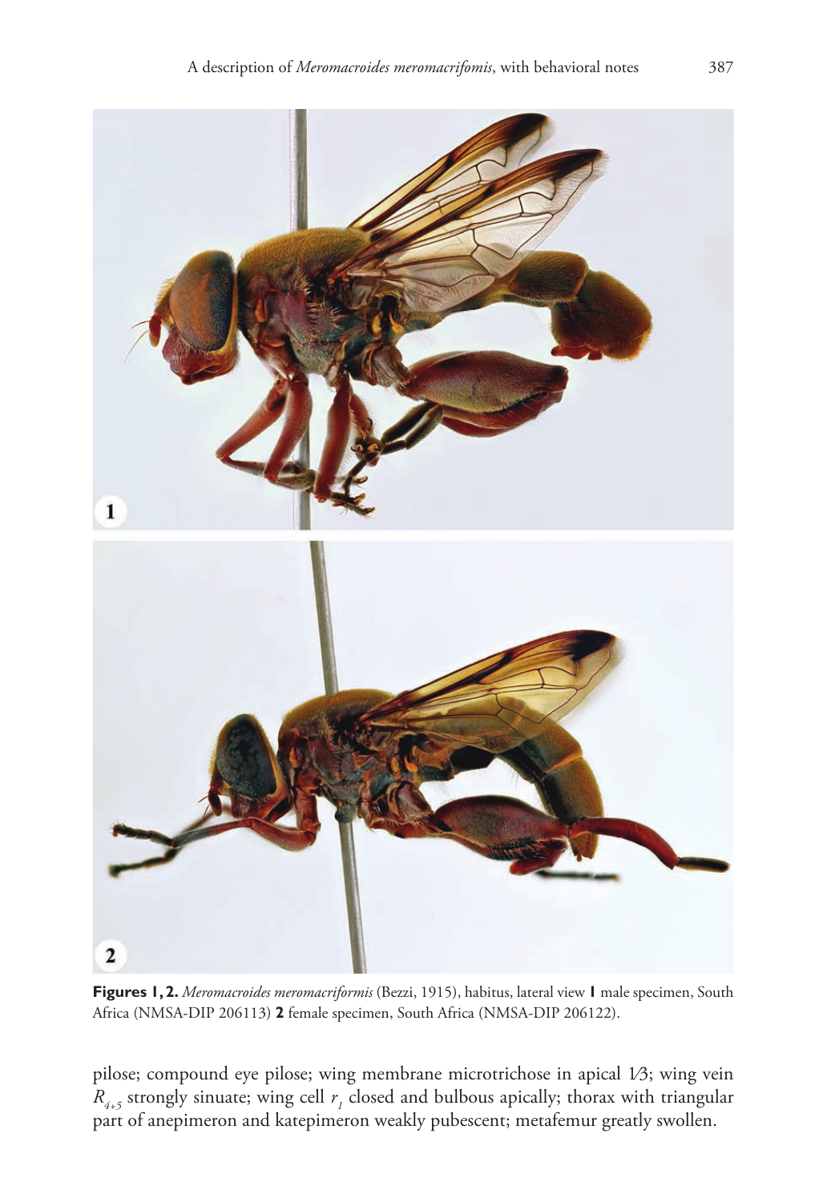**Figures 1, 2.** *Meromacroides meromacriformis* (Bezzi, 1915), habitus, lateral view **1** male specimen, South Africa (NMSA-DIP 206113) **2** female specimen, South Africa (NMSA-DIP 206122).

pilose; compound eye pilose; wing membrane microtrichose in apical 1⁄3; wing vein $R_{4+5}$ strongly sinuate; wing cell $r_1$ closed and bulbous apically; thorax with triangular part of anepimeron and katepimeron weakly pubescent; metafemur greatly swollen.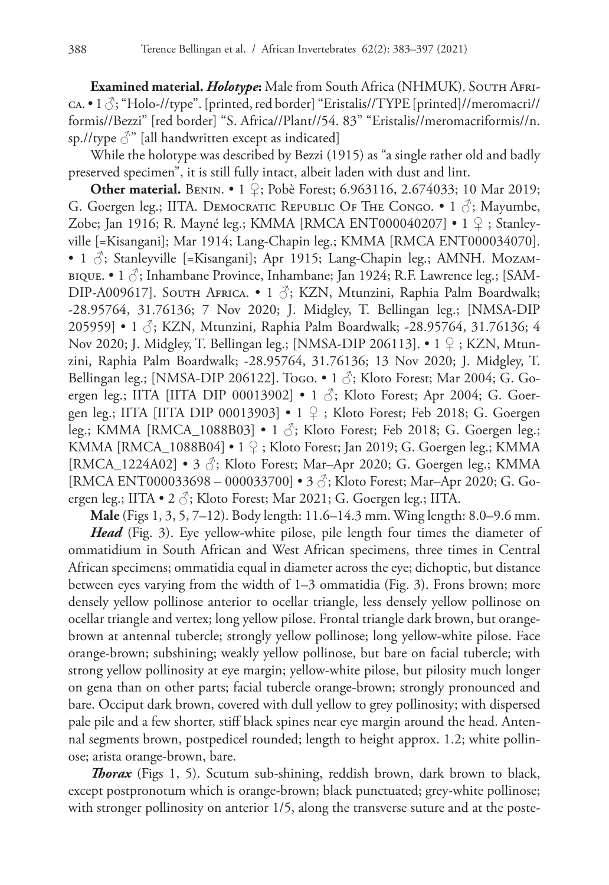**Examined material.** ***Holotype*****:** Male from South Africa (NHMUK). South Africa. • 1 ♂; "Holo-//type". [printed, red border] "Eristalis//TYPE [printed]//meromacri//formis//Bezzi" [red border] "S. Africa//Plant//54. 83" "Eristalis//meromacriformis//n. sp.//type ♂" [all handwritten except as indicated]

While the holotype was described by Bezzi (1915) as "a single rather old and badly preserved specimen", it is still fully intact, albeit laden with dust and lint.

**Other material.** Benin. • 1 ♀; Pobè Forest; 6.963116, 2.674033; 10 Mar 2019; G. Goergen leg.; IITA. Democratic Republic Of The Congo. • 1 ♂; Mayumbe, Zobe; Jan 1916; R. Mayné leg.; KMMA [RMCA ENT000040207] • 1 ♀ ; Stanleyville [=Kisangani]; Mar 1914; Lang-Chapin leg.; KMMA [RMCA ENT000034070]. • 1 ♂; Stanleyville [=Kisangani]; Apr 1915; Lang-Chapin leg.; AMNH. Mozambique. • 1 ♂; Inhambane Province, Inhambane; Jan 1924; R.F. Lawrence leg.; [SAM-DIP-A009617]. South Africa. • 1 ♂; KZN, Mtunzini, Raphia Palm Boardwalk; -28.95764, 31.76136; 7 Nov 2020; J. Midgley, T. Bellingan leg.; [NMSA-DIP 205959] • 1 ♂; KZN, Mtunzini, Raphia Palm Boardwalk; -28.95764, 31.76136; 4 Nov 2020; J. Midgley, T. Bellingan leg.; [NMSA-DIP 206113]. • 1 ♀ ; KZN, Mtunzini, Raphia Palm Boardwalk; -28.95764, 31.76136; 13 Nov 2020; J. Midgley, T. Bellingan leg.; [NMSA-DIP 206122]. Togo. • 1 ♂; Kloto Forest; Mar 2004; G. Goergen leg.; IITA [IITA DIP 00013902] • 1 ♂; Kloto Forest; Apr 2004; G. Goergen leg.; IITA [IITA DIP 00013903] • 1 ♀ ; Kloto Forest; Feb 2018; G. Goergen leg.; KMMA [RMCA_1088B03] • 1 ♂; Kloto Forest; Feb 2018; G. Goergen leg.; KMMA [RMCA_1088B04] • 1 ♀ ; Kloto Forest; Jan 2019; G. Goergen leg.; KMMA [RMCA_1224A02] • 3 ♂; Kloto Forest; Mar–Apr 2020; G. Goergen leg.; KMMA [RMCA ENT000033698 – 000033700] • 3 ♂; Kloto Forest; Mar–Apr 2020; G. Goergen leg.; IITA • 2 ♂; Kloto Forest; Mar 2021; G. Goergen leg.; IITA.

**Male** (Figs 1, 3, 5, 7–12). Body length: 11.6–14.3 mm. Wing length: 8.0–9.6 mm.

***Head*** (Fig. 3). Eye yellow-white pilose, pile length four times the diameter of ommatidium in South African and West African specimens, three times in Central African specimens; ommatidia equal in diameter across the eye; dichoptic, but distance between eyes varying from the width of 1–3 ommatidia (Fig. 3). Frons brown; more densely yellow pollinose anterior to ocellar triangle, less densely yellow pollinose on ocellar triangle and vertex; long yellow pilose. Frontal triangle dark brown, but orange-brown at antennal tubercle; strongly yellow pollinose; long yellow-white pilose. Face orange-brown; subshining; weakly yellow pollinose, but bare on facial tubercle; with strong yellow pollinosity at eye margin; yellow-white pilose, but pilosity much longer on gena than on other parts; facial tubercle orange-brown; strongly pronounced and bare. Occiput dark brown, covered with dull yellow to grey pollinosity; with dispersed pale pile and a few shorter, stiff black spines near eye margin around the head. Antennal segments brown, postpedicel rounded; length to height approx. 1.2; white pollinose; arista orange-brown, bare.

***Thorax*** (Figs 1, 5). Scutum sub-shining, reddish brown, dark brown to black, except postpronotum which is orange-brown; black punctuated; grey-white pollinose; with stronger pollinosity on anterior 1/5, along the transverse suture and at the poste-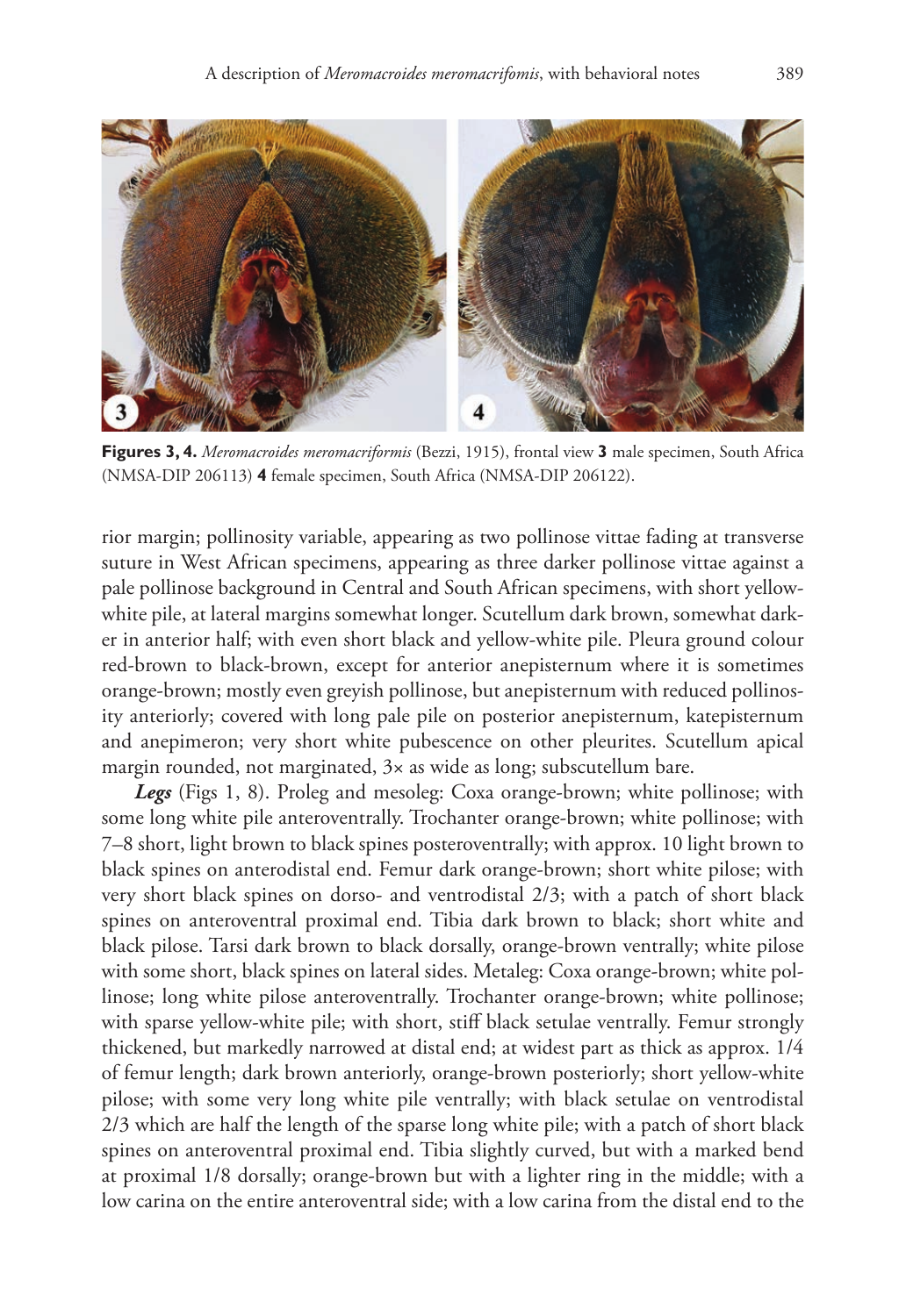**Figures 3, 4.** *Meromacroides meromacriformis* (Bezzi, 1915), frontal view **3** male specimen, South Africa (NMSA-DIP 206113) **4** female specimen, South Africa (NMSA-DIP 206122).

rior margin; pollinosity variable, appearing as two pollinose vittae fading at transverse suture in West African specimens, appearing as three darker pollinose vittae against a pale pollinose background in Central and South African specimens, with short yellow-white pile, at lateral margins somewhat longer. Scutellum dark brown, somewhat darker in anterior half; with even short black and yellow-white pile. Pleura ground colour red-brown to black-brown, except for anterior anepisternum where it is sometimes orange-brown; mostly even greyish pollinose, but anepisternum with reduced pollinosity anteriorly; covered with long pale pile on posterior anepisternum, katepisternum and anepimeron; very short white pubescence on other pleurites. Scutellum apical margin rounded, not marginated, 3× as wide as long; subscutellum bare.

***Legs*** (Figs 1, 8). Proleg and mesoleg: Coxa orange-brown; white pollinose; with some long white pile anteroventrally. Trochanter orange-brown; white pollinose; with 7–8 short, light brown to black spines posteroventrally; with approx. 10 light brown to black spines on anterodistal end. Femur dark orange-brown; short white pilose; with very short black spines on dorso- and ventrodistal 2/3; with a patch of short black spines on anteroventral proximal end. Tibia dark brown to black; short white and black pilose. Tarsi dark brown to black dorsally, orange-brown ventrally; white pilose with some short, black spines on lateral sides. Metaleg: Coxa orange-brown; white pollinose; long white pilose anteroventrally. Trochanter orange-brown; white pollinose; with sparse yellow-white pile; with short, stiff black setulae ventrally. Femur strongly thickened, but markedly narrowed at distal end; at widest part as thick as approx. 1/4 of femur length; dark brown anteriorly, orange-brown posteriorly; short yellow-white pilose; with some very long white pile ventrally; with black setulae on ventrodistal 2/3 which are half the length of the sparse long white pile; with a patch of short black spines on anteroventral proximal end. Tibia slightly curved, but with a marked bend at proximal 1/8 dorsally; orange-brown but with a lighter ring in the middle; with a low carina on the entire anteroventral side; with a low carina from the distal end to the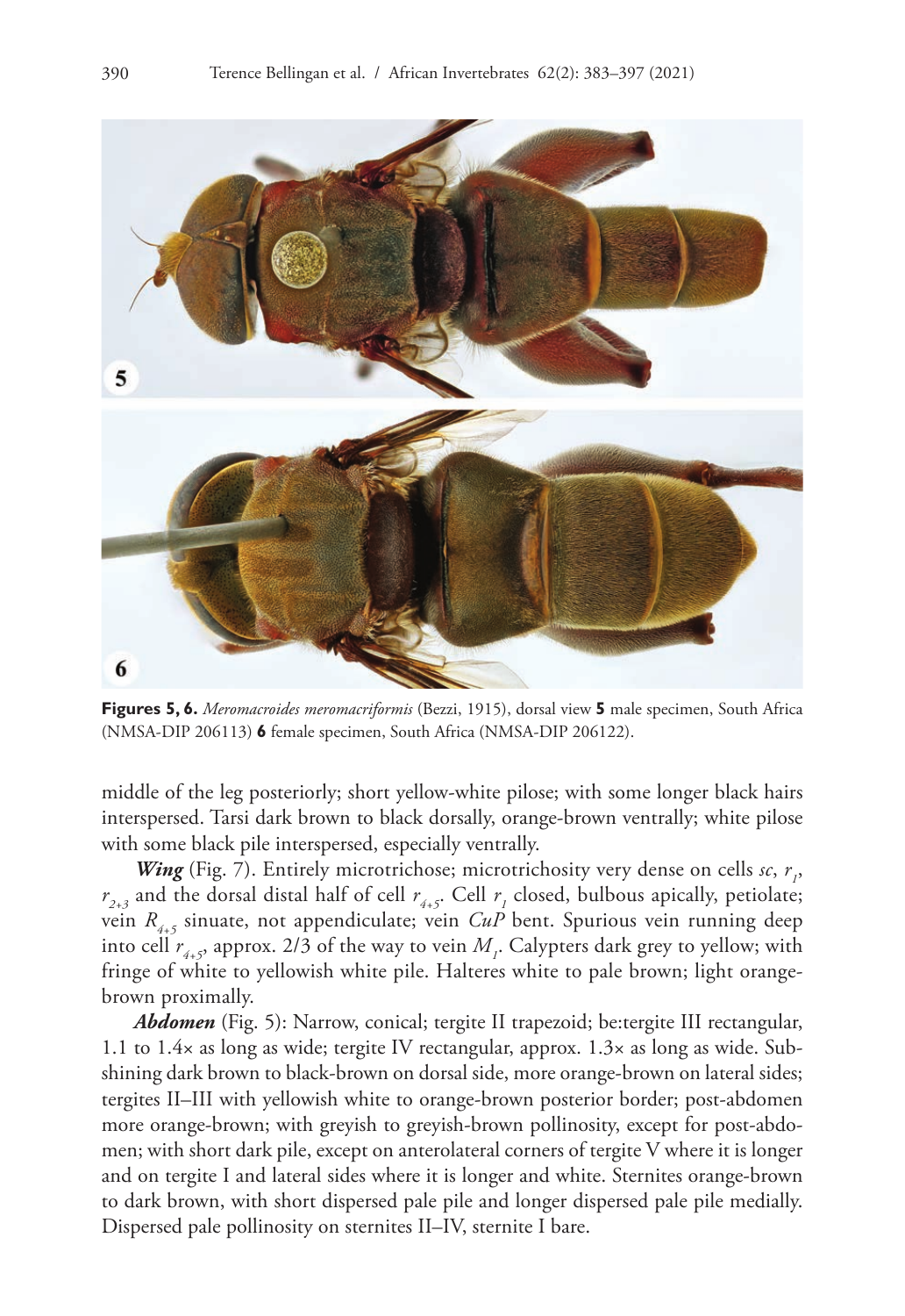**Figures 5, 6.** *Meromacroides meromacriformis* (Bezzi, 1915), dorsal view **5** male specimen, South Africa (NMSA-DIP 206113) **6** female specimen, South Africa (NMSA-DIP 206122).

middle of the leg posteriorly; short yellow-white pilose; with some longer black hairs interspersed. Tarsi dark brown to black dorsally, orange-brown ventrally; white pilose with some black pile interspersed, especially ventrally.

***Wing*** (Fig. 7). Entirely microtrichose; microtrichosity very dense on cells *sc*, $r_1$, $r_{2+3}$ and the dorsal distal half of cell $r_{4+5}$. Cell $r_1$ closed, bulbous apically, petiolate; vein $R_{4+5}$ sinuate, not appendiculate; vein *CuP* bent. Spurious vein running deep into cell $r_{4+5}$, approx. 2/3 of the way to vein $M_1$. Calypters dark grey to yellow; with fringe of white to yellowish white pile. Halteres white to pale brown; light orange-brown proximally.

***Abdomen*** (Fig. 5): Narrow, conical; tergite II trapezoid; be:tergite III rectangular, 1.1 to 1.4× as long as wide; tergite IV rectangular, approx. 1.3× as long as wide. Sub-shining dark brown to black-brown on dorsal side, more orange-brown on lateral sides; tergites II–III with yellowish white to orange-brown posterior border; post-abdomen more orange-brown; with greyish to greyish-brown pollinosity, except for post-abdomen; with short dark pile, except on anterolateral corners of tergite V where it is longer and on tergite I and lateral sides where it is longer and white. Sternites orange-brown to dark brown, with short dispersed pale pile and longer dispersed pale pile medially. Dispersed pale pollinosity on sternites II–IV, sternite I bare.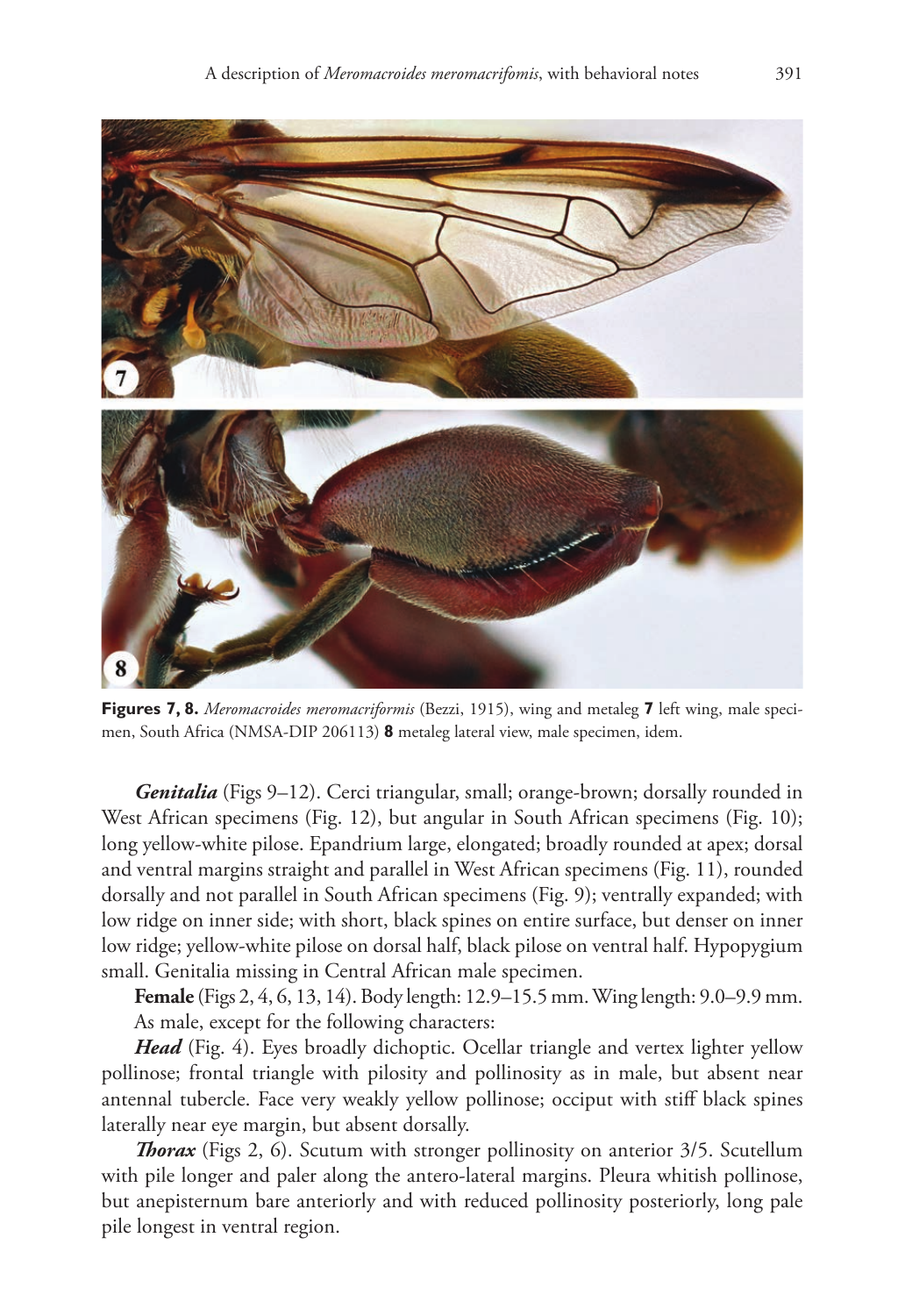**Figures 7, 8.** *Meromacroides meromacriformis* (Bezzi, 1915), wing and metaleg **7** left wing, male specimen, South Africa (NMSA-DIP 206113) **8** metaleg lateral view, male specimen, idem.

***Genitalia*** (Figs 9–12). Cerci triangular, small; orange-brown; dorsally rounded in West African specimens (Fig. 12), but angular in South African specimens (Fig. 10); long yellow-white pilose. Epandrium large, elongated; broadly rounded at apex; dorsal and ventral margins straight and parallel in West African specimens (Fig. 11), rounded dorsally and not parallel in South African specimens (Fig. 9); ventrally expanded; with low ridge on inner side; with short, black spines on entire surface, but denser on inner low ridge; yellow-white pilose on dorsal half, black pilose on ventral half. Hypopygium small. Genitalia missing in Central African male specimen.

**Female** (Figs 2, 4, 6, 13, 14). Body length: 12.9–15.5 mm. Wing length: 9.0–9.9 mm. As male, except for the following characters:

***Head*** (Fig. 4). Eyes broadly dichoptic. Ocellar triangle and vertex lighter yellow pollinose; frontal triangle with pilosity and pollinosity as in male, but absent near antennal tubercle. Face very weakly yellow pollinose; occiput with stiff black spines laterally near eye margin, but absent dorsally.

***Thorax*** (Figs 2, 6). Scutum with stronger pollinosity on anterior 3/5. Scutellum with pile longer and paler along the antero-lateral margins. Pleura whitish pollinose, but anepisternum bare anteriorly and with reduced pollinosity posteriorly, long pale pile longest in ventral region.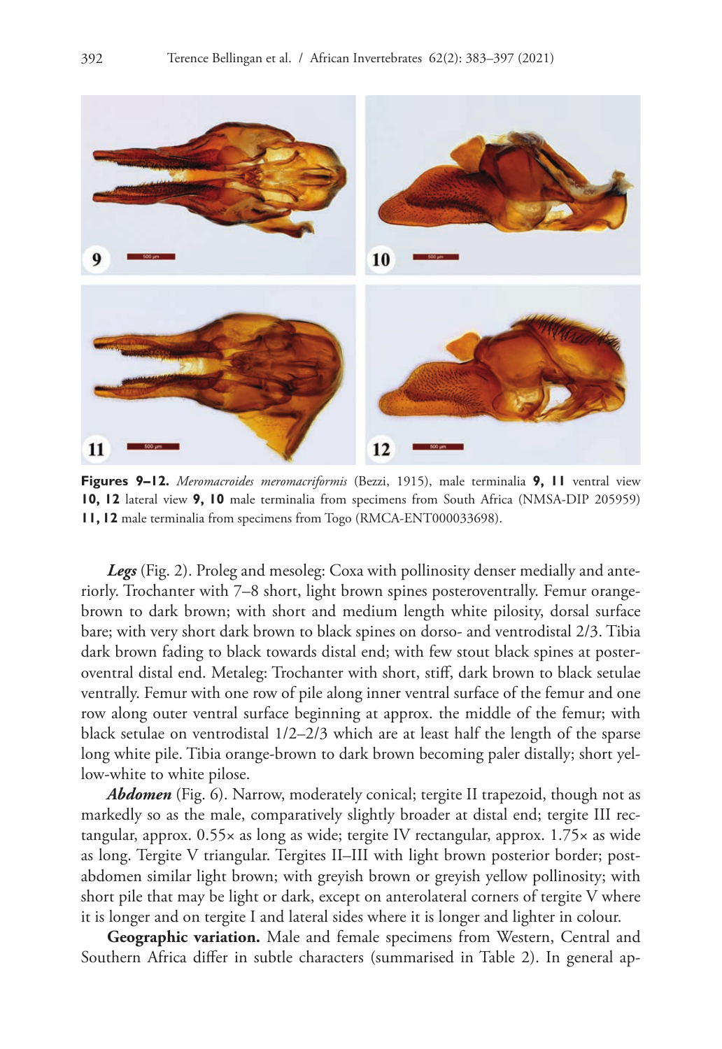**Figures 9–12.** *Meromacroides meromacriformis* (Bezzi, 1915), male terminalia **9, 11** ventral view **10, 12** lateral view **9, 10** male terminalia from specimens from South Africa (NMSA-DIP 205959) **11, 12** male terminalia from specimens from Togo (RMCA-ENT000033698).

***Legs*** (Fig. 2). Proleg and mesoleg: Coxa with pollinosity denser medially and anteriorly. Trochanter with 7–8 short, light brown spines posteroventrally. Femur orange-brown to dark brown; with short and medium length white pilosity, dorsal surface bare; with very short dark brown to black spines on dorso- and ventrodistal 2/3. Tibia dark brown fading to black towards distal end; with few stout black spines at posteroventral distal end. Metaleg: Trochanter with short, stiff, dark brown to black setulae ventrally. Femur with one row of pile along inner ventral surface of the femur and one row along outer ventral surface beginning at approx. the middle of the femur; with black setulae on ventrodistal 1/2–2/3 which are at least half the length of the sparse long white pile. Tibia orange-brown to dark brown becoming paler distally; short yellow-white to white pilose.

***Abdomen*** (Fig. 6). Narrow, moderately conical; tergite II trapezoid, though not as markedly so as the male, comparatively slightly broader at distal end; tergite III rectangular, approx. 0.55× as long as wide; tergite IV rectangular, approx. 1.75× as wide as long. Tergite V triangular. Tergites II–III with light brown posterior border; postabdomen similar light brown; with greyish brown or greyish yellow pollinosity; with short pile that may be light or dark, except on anterolateral corners of tergite V where it is longer and on tergite I and lateral sides where it is longer and lighter in colour.

**Geographic variation.** Male and female specimens from Western, Central and Southern Africa differ in subtle characters (summarised in Table 2). In general ap-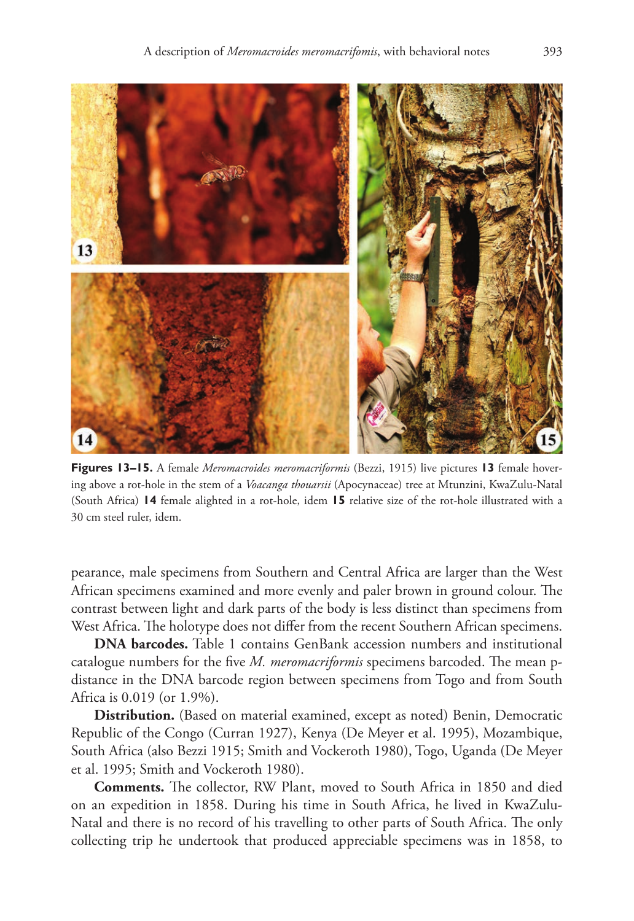**Figures 13–15.** A female *Meromacroides meromacriformis* (Bezzi, 1915) live pictures **13** female hovering above a rot-hole in the stem of a *Voacanga thouarsii* (Apocynaceae) tree at Mtunzini, KwaZulu-Natal (South Africa) **14** female alighted in a rot-hole, idem **15** relative size of the rot-hole illustrated with a 30 cm steel ruler, idem.

pearance, male specimens from Southern and Central Africa are larger than the West African specimens examined and more evenly and paler brown in ground colour. The contrast between light and dark parts of the body is less distinct than specimens from West Africa. The holotype does not differ from the recent Southern African specimens.

**DNA barcodes.** Table 1 contains GenBank accession numbers and institutional catalogue numbers for the five *M. meromacriformis* specimens barcoded. The mean p-distance in the DNA barcode region between specimens from Togo and from South Africa is 0.019 (or 1.9%).

**Distribution.** (Based on material examined, except as noted) Benin, Democratic Republic of the Congo (Curran 1927), Kenya (De Meyer et al. 1995), Mozambique, South Africa (also Bezzi 1915; Smith and Vockeroth 1980), Togo, Uganda (De Meyer et al. 1995; Smith and Vockeroth 1980).

**Comments.** The collector, RW Plant, moved to South Africa in 1850 and died on an expedition in 1858. During his time in South Africa, he lived in KwaZulu-Natal and there is no record of his travelling to other parts of South Africa. The only collecting trip he undertook that produced appreciable specimens was in 1858, to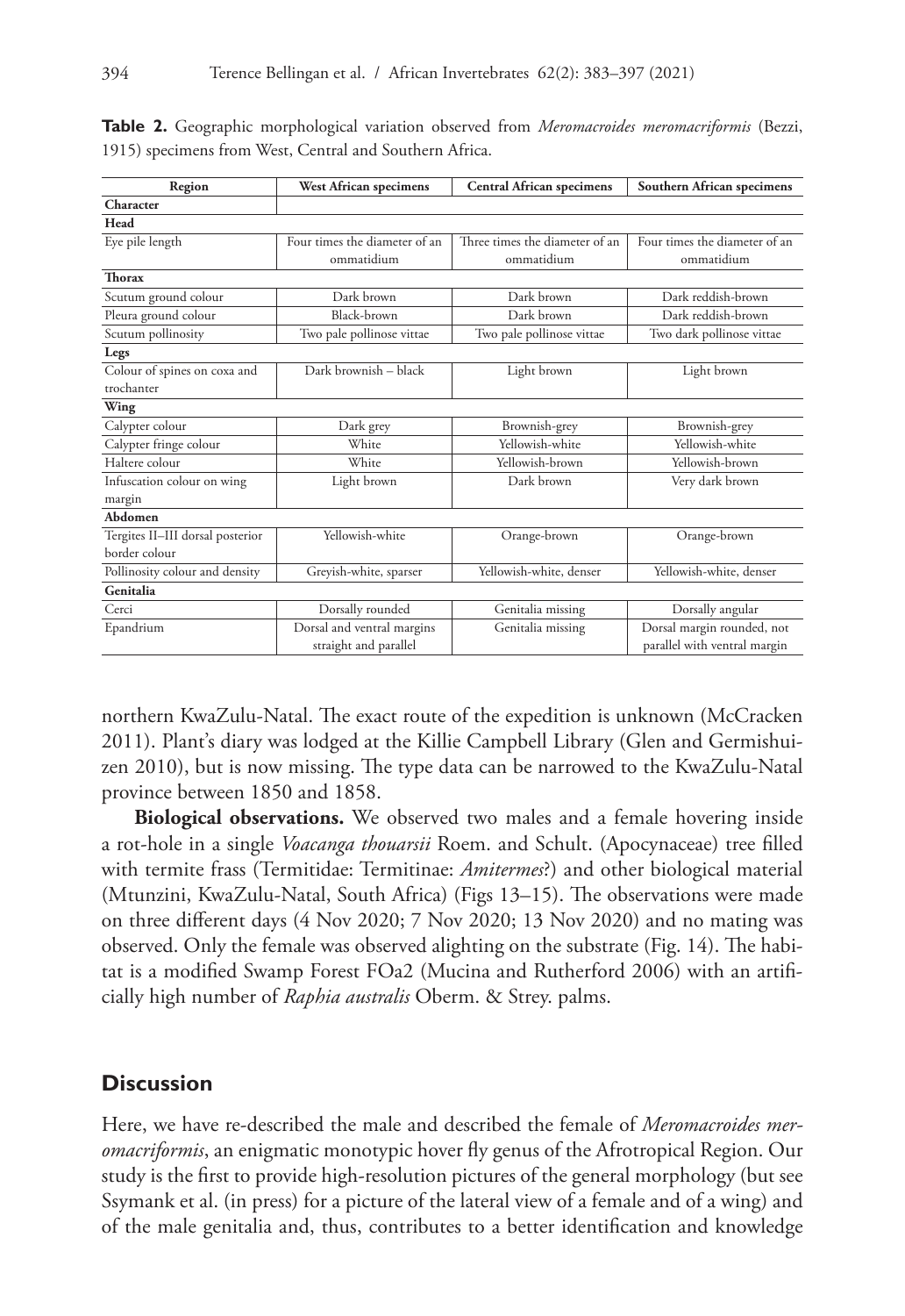**Table 2.** Geographic morphological variation observed from *Meromacroides meromacriformis* (Bezzi, 1915) specimens from West, Central and Southern Africa.

| Region | West African specimens | Central African specimens | Southern African specimens |
|---|---|---|---|
| **Character** | | | |
| **Head** | | | |
| Eye pile length | Four times the diameter of an ommatidium | Three times the diameter of an ommatidium | Four times the diameter of an ommatidium |
| **Thorax** | | | |
| Scutum ground colour | Dark brown | Dark brown | Dark reddish-brown |
| Pleura ground colour | Black-brown | Dark brown | Dark reddish-brown |
| Scutum pollinosity | Two pale pollinose vittae | Two pale pollinose vittae | Two dark pollinose vittae |
| **Legs** | | | |
| Colour of spines on coxa and trochanter | Dark brownish – black | Light brown | Light brown |
| **Wing** | | | |
| Calypter colour | Dark grey | Brownish-grey | Brownish-grey |
| Calypter fringe colour | White | Yellowish-white | Yellowish-white |
| Haltere colour | White | Yellowish-brown | Yellowish-brown |
| Infuscation colour on wing margin | Light brown | Dark brown | Very dark brown |
| **Abdomen** | | | |
| Tergites II–III dorsal posterior border colour | Yellowish-white | Orange-brown | Orange-brown |
| Pollinosity colour and density | Greyish-white, sparser | Yellowish-white, denser | Yellowish-white, denser |
| **Genitalia** | | | |
| Cerci | Dorsally rounded | Genitalia missing | Dorsally angular |
| Epandrium | Dorsal and ventral margins straight and parallel | Genitalia missing | Dorsal margin rounded, not parallel with ventral margin |

northern KwaZulu-Natal. The exact route of the expedition is unknown (McCracken 2011). Plant's diary was lodged at the Killie Campbell Library (Glen and Germishuizen 2010), but is now missing. The type data can be narrowed to the KwaZulu-Natal province between 1850 and 1858.

**Biological observations.** We observed two males and a female hovering inside a rot-hole in a single *Voacanga thouarsii* Roem. and Schult. (Apocynaceae) tree filled with termite frass (Termitidae: Termitinae: *Amitermes*?) and other biological material (Mtunzini, KwaZulu-Natal, South Africa) (Figs 13–15). The observations were made on three different days (4 Nov 2020; 7 Nov 2020; 13 Nov 2020) and no mating was observed. Only the female was observed alighting on the substrate (Fig. 14). The habitat is a modified Swamp Forest FOa2 (Mucina and Rutherford 2006) with an artificially high number of *Raphia australis* Oberm. & Strey. palms.

## Discussion

Here, we have re-described the male and described the female of *Meromacroides meromacriformis*, an enigmatic monotypic hover fly genus of the Afrotropical Region. Our study is the first to provide high-resolution pictures of the general morphology (but see Ssymank et al. (in press) for a picture of the lateral view of a female and of a wing) and of the male genitalia and, thus, contributes to a better identification and knowledge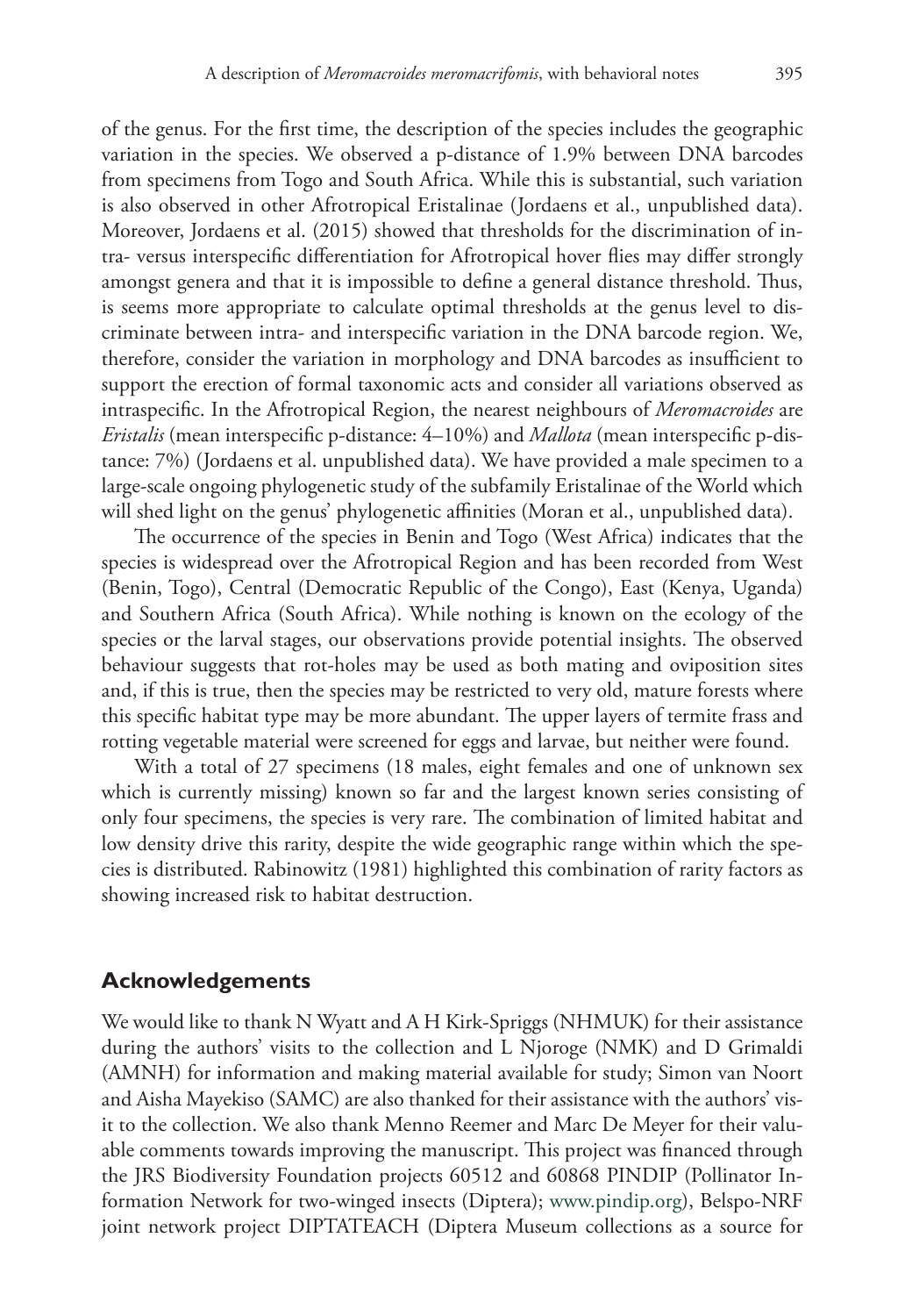of the genus. For the first time, the description of the species includes the geographic variation in the species. We observed a p-distance of 1.9% between DNA barcodes from specimens from Togo and South Africa. While this is substantial, such variation is also observed in other Afrotropical Eristalinae (Jordaens et al., unpublished data). Moreover, Jordaens et al. (2015) showed that thresholds for the discrimination of intra- versus interspecific differentiation for Afrotropical hover flies may differ strongly amongst genera and that it is impossible to define a general distance threshold. Thus, is seems more appropriate to calculate optimal thresholds at the genus level to discriminate between intra- and interspecific variation in the DNA barcode region. We, therefore, consider the variation in morphology and DNA barcodes as insufficient to support the erection of formal taxonomic acts and consider all variations observed as intraspecific. In the Afrotropical Region, the nearest neighbours of *Meromacroides* are *Eristalis* (mean interspecific p-distance: 4–10%) and *Mallota* (mean interspecific p-distance: 7%) (Jordaens et al. unpublished data). We have provided a male specimen to a large-scale ongoing phylogenetic study of the subfamily Eristalinae of the World which will shed light on the genus' phylogenetic affinities (Moran et al., unpublished data).

The occurrence of the species in Benin and Togo (West Africa) indicates that the species is widespread over the Afrotropical Region and has been recorded from West (Benin, Togo), Central (Democratic Republic of the Congo), East (Kenya, Uganda) and Southern Africa (South Africa). While nothing is known on the ecology of the species or the larval stages, our observations provide potential insights. The observed behaviour suggests that rot-holes may be used as both mating and oviposition sites and, if this is true, then the species may be restricted to very old, mature forests where this specific habitat type may be more abundant. The upper layers of termite frass and rotting vegetable material were screened for eggs and larvae, but neither were found.

With a total of 27 specimens (18 males, eight females and one of unknown sex which is currently missing) known so far and the largest known series consisting of only four specimens, the species is very rare. The combination of limited habitat and low density drive this rarity, despite the wide geographic range within which the species is distributed. Rabinowitz (1981) highlighted this combination of rarity factors as showing increased risk to habitat destruction.

## Acknowledgements

We would like to thank N Wyatt and A H Kirk-Spriggs (NHMUK) for their assistance during the authors' visits to the collection and L Njoroge (NMK) and D Grimaldi (AMNH) for information and making material available for study; Simon van Noort and Aisha Mayekiso (SAMC) are also thanked for their assistance with the authors' visit to the collection. We also thank Menno Reemer and Marc De Meyer for their valuable comments towards improving the manuscript. This project was financed through the JRS Biodiversity Foundation projects 60512 and 60868 PINDIP (Pollinator Information Network for two-winged insects (Diptera); www.pindip.org), Belspo-NRF joint network project DIPTATEACH (Diptera Museum collections as a source for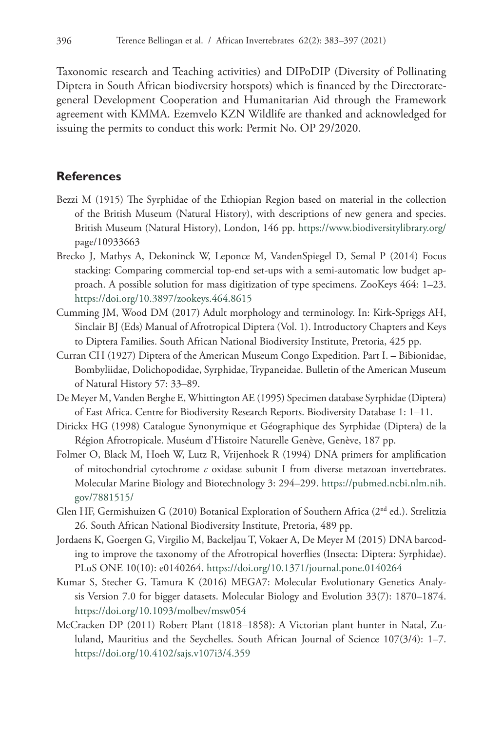Taxonomic research and Teaching activities) and DIPoDIP (Diversity of Pollinating Diptera in South African biodiversity hotspots) which is financed by the Directorate-general Development Cooperation and Humanitarian Aid through the Framework agreement with KMMA. Ezemvelo KZN Wildlife are thanked and acknowledged for issuing the permits to conduct this work: Permit No. OP 29/2020.

## References

Bezzi M (1915) The Syrphidae of the Ethiopian Region based on material in the collection of the British Museum (Natural History), with descriptions of new genera and species. British Museum (Natural History), London, 146 pp. https://www.biodiversitylibrary.org/page/10933663

Brecko J, Mathys A, Dekoninck W, Leponce M, VandenSpiegel D, Semal P (2014) Focus stacking: Comparing commercial top-end set-ups with a semi-automatic low budget approach. A possible solution for mass digitization of type specimens. ZooKeys 464: 1–23. https://doi.org/10.3897/zookeys.464.8615

Cumming JM, Wood DM (2017) Adult morphology and terminology. In: Kirk-Spriggs AH, Sinclair BJ (Eds) Manual of Afrotropical Diptera (Vol. 1). Introductory Chapters and Keys to Diptera Families. South African National Biodiversity Institute, Pretoria, 425 pp.

Curran CH (1927) Diptera of the American Museum Congo Expedition. Part I. – Bibionidae, Bombyliidae, Dolichopodidae, Syrphidae, Trypaneidae. Bulletin of the American Museum of Natural History 57: 33–89.

De Meyer M, Vanden Berghe E, Whittington AE (1995) Specimen database Syrphidae (Diptera) of East Africa. Centre for Biodiversity Research Reports. Biodiversity Database 1: 1–11.

Dirickx HG (1998) Catalogue Synonymique et Géographique des Syrphidae (Diptera) de la Région Afrotropicale. Muséum d'Histoire Naturelle Genève, Genève, 187 pp.

Folmer O, Black M, Hoeh W, Lutz R, Vrijenhoek R (1994) DNA primers for amplification of mitochondrial cytochrome *c* oxidase subunit I from diverse metazoan invertebrates. Molecular Marine Biology and Biotechnology 3: 294–299. https://pubmed.ncbi.nlm.nih.gov/7881515/

Glen HF, Germishuizen G (2010) Botanical Exploration of Southern Africa (2nd ed.). Strelitzia 26. South African National Biodiversity Institute, Pretoria, 489 pp.

Jordaens K, Goergen G, Virgilio M, Backeljau T, Vokaer A, De Meyer M (2015) DNA barcoding to improve the taxonomy of the Afrotropical hoverflies (Insecta: Diptera: Syrphidae). PLoS ONE 10(10): e0140264. https://doi.org/10.1371/journal.pone.0140264

Kumar S, Stecher G, Tamura K (2016) MEGA7: Molecular Evolutionary Genetics Analysis Version 7.0 for bigger datasets. Molecular Biology and Evolution 33(7): 1870–1874. https://doi.org/10.1093/molbev/msw054

McCracken DP (2011) Robert Plant (1818–1858): A Victorian plant hunter in Natal, Zululand, Mauritius and the Seychelles. South African Journal of Science 107(3/4): 1–7. https://doi.org/10.4102/sajs.v107i3/4.359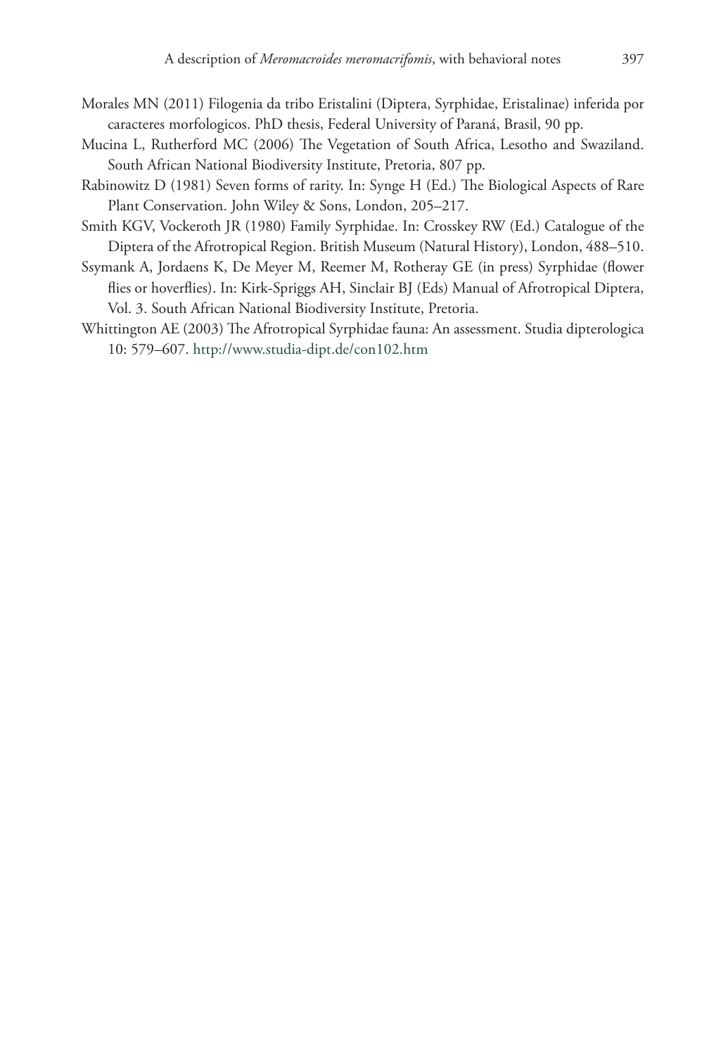Morales MN (2011) Filogenia da tribo Eristalini (Diptera, Syrphidae, Eristalinae) inferida por caracteres morfologicos. PhD thesis, Federal University of Paraná, Brasil, 90 pp.

Mucina L, Rutherford MC (2006) The Vegetation of South Africa, Lesotho and Swaziland. South African National Biodiversity Institute, Pretoria, 807 pp.

Rabinowitz D (1981) Seven forms of rarity. In: Synge H (Ed.) The Biological Aspects of Rare Plant Conservation. John Wiley & Sons, London, 205–217.

Smith KGV, Vockeroth JR (1980) Family Syrphidae. In: Crosskey RW (Ed.) Catalogue of the Diptera of the Afrotropical Region. British Museum (Natural History), London, 488–510.

Ssymank A, Jordaens K, De Meyer M, Reemer M, Rotheray GE (in press) Syrphidae (flower flies or hoverflies). In: Kirk-Spriggs AH, Sinclair BJ (Eds) Manual of Afrotropical Diptera, Vol. 3. South African National Biodiversity Institute, Pretoria.

Whittington AE (2003) The Afrotropical Syrphidae fauna: An assessment. Studia dipterologica 10: 579–607. http://www.studia-dipt.de/con102.htm